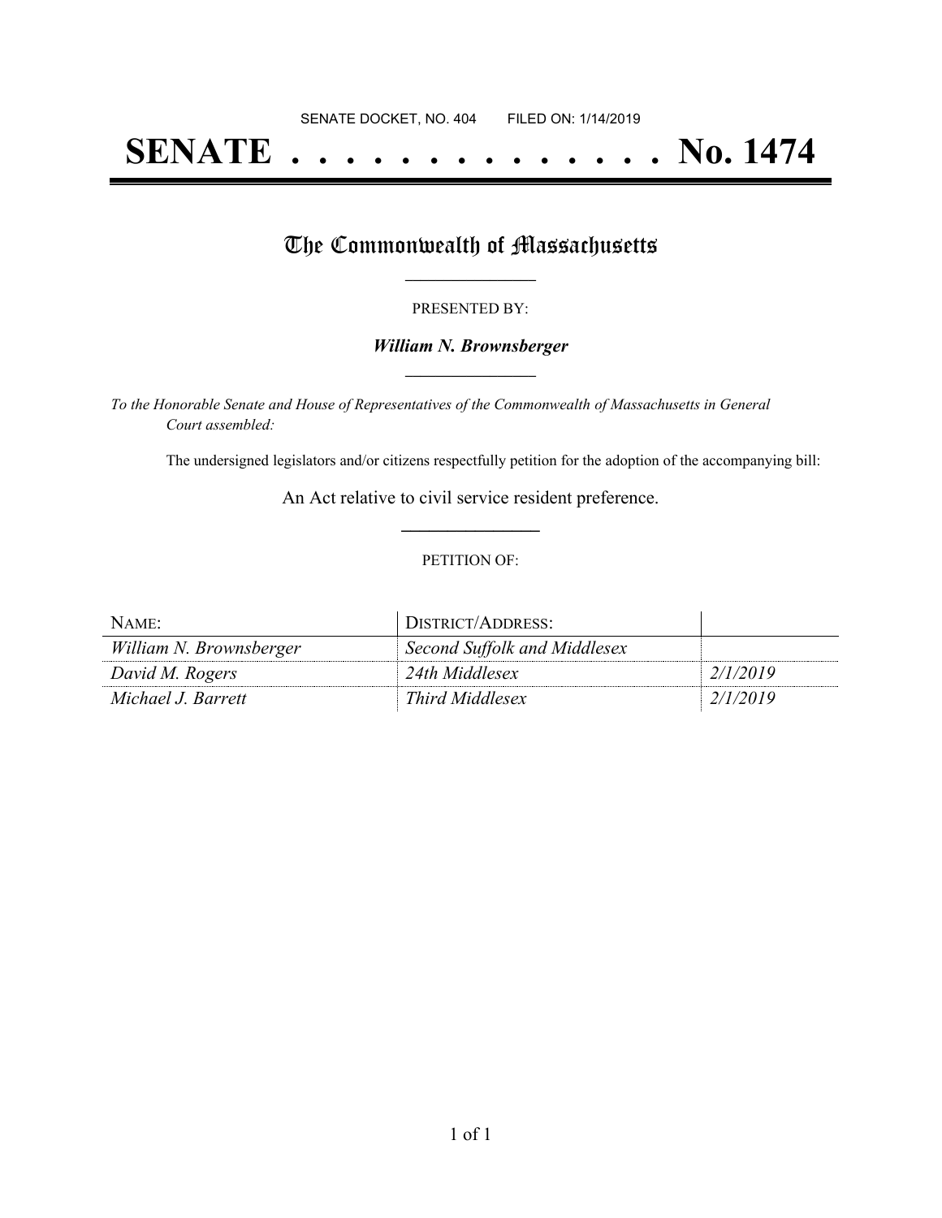SENATE DOCKET, NO. 404        FILED ON: 1/14/2019

# SENATE . . . . . . . . . . . . . . No. 1474

## The Commonwealth of Massachusetts

PRESENTED BY:

***William N. Brownsberger***

*To the Honorable Senate and House of Representatives of the Commonwealth of Massachusetts in General Court assembled:*

The undersigned legislators and/or citizens respectfully petition for the adoption of the accompanying bill:

An Act relative to civil service resident preference.

PETITION OF:

| NAME: | DISTRICT/ADDRESS: | |
|---|---|---|
| *William N. Brownsberger* | *Second Suffolk and Middlesex* | |
| *David M. Rogers* | *24th Middlesex* | *2/1/2019* |
| *Michael J. Barrett* | *Third Middlesex* | *2/1/2019* |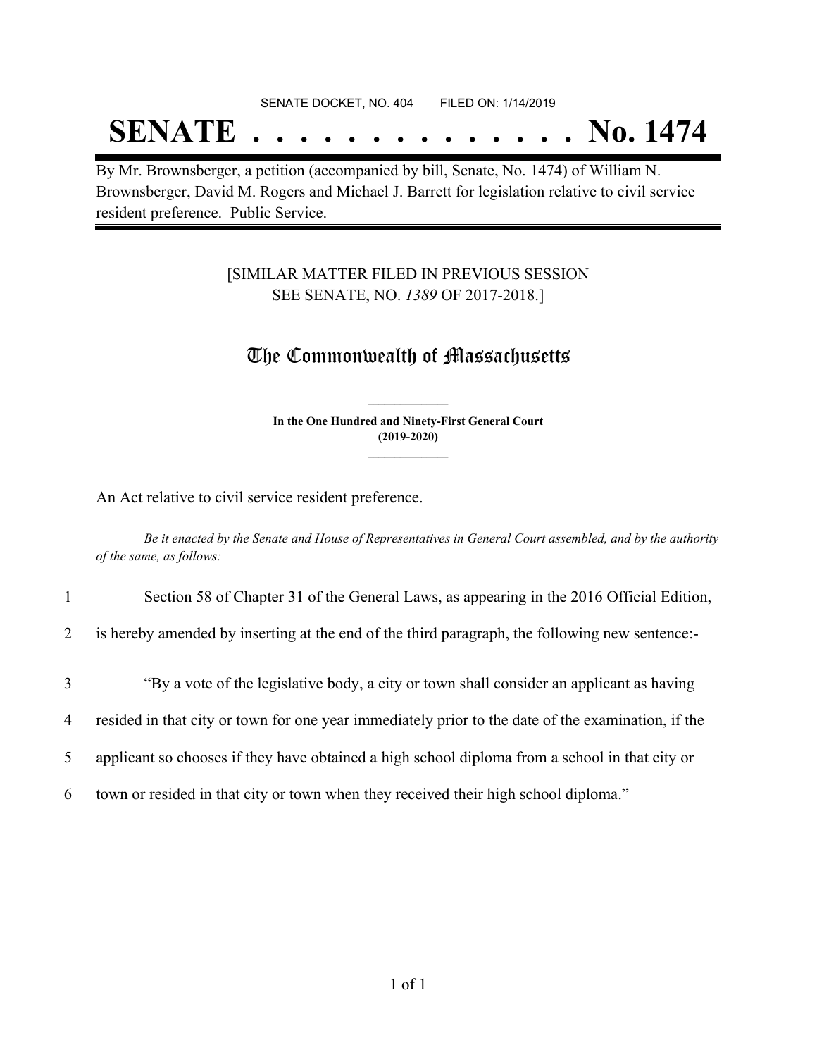SENATE DOCKET, NO. 404        FILED ON: 1/14/2019

# SENATE . . . . . . . . . . . . . . No. 1474

By Mr. Brownsberger, a petition (accompanied by bill, Senate, No. 1474) of William N. Brownsberger, David M. Rogers and Michael J. Barrett for legislation relative to civil service resident preference. Public Service.

[SIMILAR MATTER FILED IN PREVIOUS SESSION
SEE SENATE, NO. *1389* OF 2017-2018.]

## The Commonwealth of Massachusetts

**In the One Hundred and Ninety-First General Court
(2019-2020)**

An Act relative to civil service resident preference.

*Be it enacted by the Senate and House of Representatives in General Court assembled, and by the authority of the same, as follows:*

1 Section 58 of Chapter 31 of the General Laws, as appearing in the 2016 Official Edition,
2 is hereby amended by inserting at the end of the third paragraph, the following new sentence:-

3 "By a vote of the legislative body, a city or town shall consider an applicant as having
4 resided in that city or town for one year immediately prior to the date of the examination, if the
5 applicant so chooses if they have obtained a high school diploma from a school in that city or
6 town or resided in that city or town when they received their high school diploma."